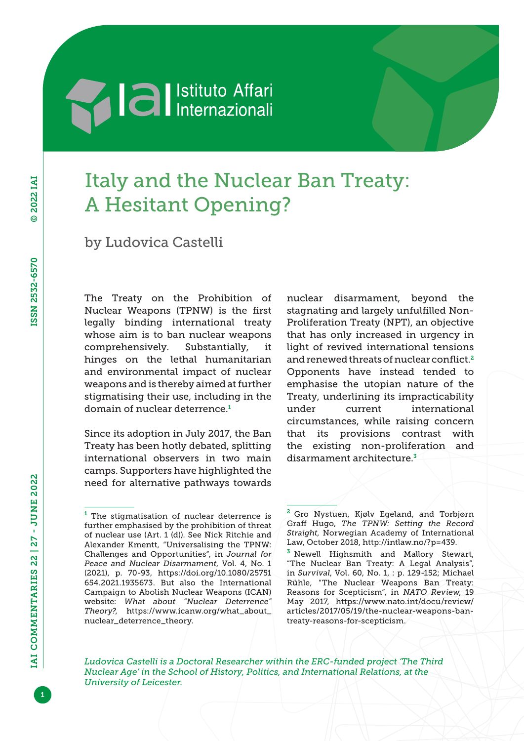# Italy and the Nuclear Ban Treaty: A Hesitant Opening?

by Ludovica Castelli

The Treaty on the Prohibition of Nuclear Weapons (TPNW) is the first legally binding international treaty whose aim is to ban nuclear weapons comprehensively. Substantially, it hinges on the lethal humanitarian and environmental impact of nuclear weapons and is thereby aimed at further stigmatising their use, including in the domain of nuclear deterrence.[1]

Since its adoption in July 2017, the Ban Treaty has been hotly debated, splitting international observers in two main camps. Supporters have highlighted the need for alternative pathways towards nuclear disarmament, beyond the stagnating and largely unfulfilled Non-Proliferation Treaty (NPT), an objective that has only increased in urgency in light of revived international tensions and renewed threats of nuclear conflict.[2] Opponents have instead tended to emphasise the utopian nature of the Treaty, underlining its impracticability under current international circumstances, while raising concern that its provisions contrast with the existing non-proliferation and disarmament architecture.[3]

[1] The stigmatisation of nuclear deterrence is further emphasised by the prohibition of threat of nuclear use (Art. 1 (d)). See Nick Ritchie and Alexander Kmentt, "Universalising the TPNW: Challenges and Opportunities", in *Journal for Peace and Nuclear Disarmament*, Vol. 4, No. 1 (2021), p. 70-93, https://doi.org/10.1080/25751654.2021.1935673. But also the International Campaign to Abolish Nuclear Weapons (ICAN) website: *What about "Nuclear Deterrence" Theory?*, https://www.icanw.org/what_about_nuclear_deterrence_theory.

[2] Gro Nystuen, Kjølv Egeland, and Torbjørn Graff Hugo, *The TPNW: Setting the Record Straight*, Norwegian Academy of International Law, October 2018, http://intlaw.no/?p=439.

[3] Newell Highsmith and Mallory Stewart, "The Nuclear Ban Treaty: A Legal Analysis", in *Survival*, Vol. 60, No. 1, : p. 129-152; Michael Rühle, "The Nuclear Weapons Ban Treaty: Reasons for Scepticism", in *NATO Review*, 19 May 2017, https://www.nato.int/docu/review/articles/2017/05/19/the-nuclear-weapons-ban-treaty-reasons-for-scepticism.

*Ludovica Castelli is a Doctoral Researcher within the ERC-funded project 'The Third Nuclear Age' in the School of History, Politics, and International Relations, at the University of Leicester.*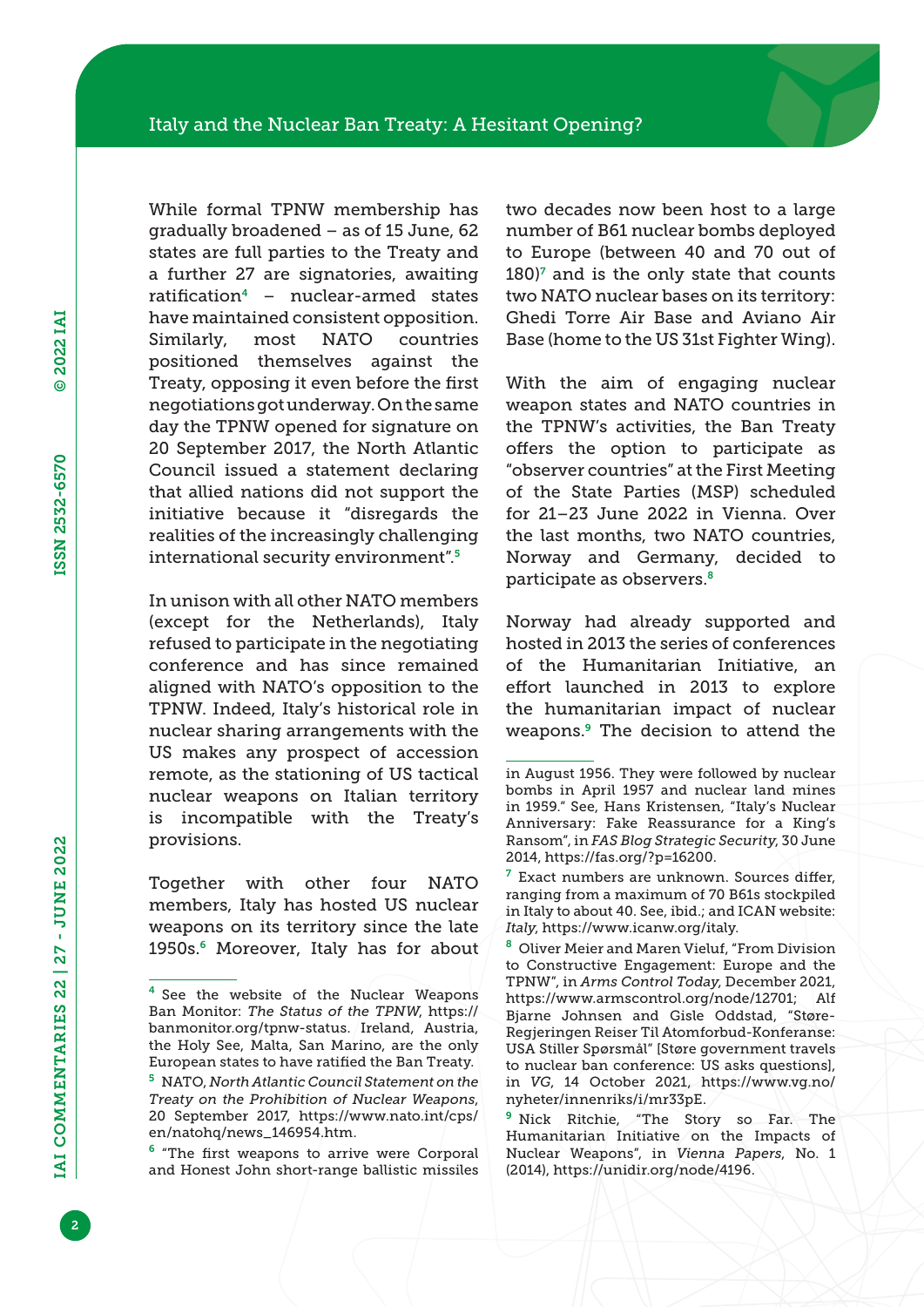While formal TPNW membership has gradually broadened – as of 15 June, 62 states are full parties to the Treaty and a further 27 are signatories, awaiting ratification[4] – nuclear-armed states have maintained consistent opposition. Similarly, most NATO countries positioned themselves against the Treaty, opposing it even before the first negotiations got underway. On the same day the TPNW opened for signature on 20 September 2017, the North Atlantic Council issued a statement declaring that allied nations did not support the initiative because it "disregards the realities of the increasingly challenging international security environment".[5]

In unison with all other NATO members (except for the Netherlands), Italy refused to participate in the negotiating conference and has since remained aligned with NATO's opposition to the TPNW. Indeed, Italy's historical role in nuclear sharing arrangements with the US makes any prospect of accession remote, as the stationing of US tactical nuclear weapons on Italian territory is incompatible with the Treaty's provisions.

Together with other four NATO members, Italy has hosted US nuclear weapons on its territory since the late 1950s.[6] Moreover, Italy has for about two decades now been host to a large number of B61 nuclear bombs deployed to Europe (between 40 and 70 out of 180)[7] and is the only state that counts two NATO nuclear bases on its territory: Ghedi Torre Air Base and Aviano Air Base (home to the US 31st Fighter Wing).

With the aim of engaging nuclear weapon states and NATO countries in the TPNW's activities, the Ban Treaty offers the option to participate as "observer countries" at the First Meeting of the State Parties (MSP) scheduled for 21–23 June 2022 in Vienna. Over the last months, two NATO countries, Norway and Germany, decided to participate as observers.[8]

Norway had already supported and hosted in 2013 the series of conferences of the Humanitarian Initiative, an effort launched in 2013 to explore the humanitarian impact of nuclear weapons.[9] The decision to attend the

---

[4] See the website of the Nuclear Weapons Ban Monitor: *The Status of the TPNW*, https://banmonitor.org/tpnw-status. Ireland, Austria, the Holy See, Malta, San Marino, are the only European states to have ratified the Ban Treaty.

[5] NATO, *North Atlantic Council Statement on the Treaty on the Prohibition of Nuclear Weapons*, 20 September 2017, https://www.nato.int/cps/en/natohq/news_146954.htm.

[6] "The first weapons to arrive were Corporal and Honest John short-range ballistic missiles in August 1956. They were followed by nuclear bombs in April 1957 and nuclear land mines in 1959." See, Hans Kristensen, "Italy's Nuclear Anniversary: Fake Reassurance for a King's Ransom", in *FAS Blog Strategic Security*, 30 June 2014, https://fas.org/?p=16200.

[7] Exact numbers are unknown. Sources differ, ranging from a maximum of 70 B61s stockpiled in Italy to about 40. See, ibid.; and ICAN website: *Italy*, https://www.icanw.org/italy.

[8] Oliver Meier and Maren Vieluf, "From Division to Constructive Engagement: Europe and the TPNW", in *Arms Control Today*, December 2021, https://www.armscontrol.org/node/12701; Alf Bjarne Johnsen and Gisle Oddstad, "Støre-Regjeringen Reiser Til Atomforbud-Konferanse: USA Stiller Spørsmål" [Støre government travels to nuclear ban conference: US asks questions], in *VG*, 14 October 2021, https://www.vg.no/nyheter/innenriks/i/mr33pE.

[9] Nick Ritchie, "The Story so Far. The Humanitarian Initiative on the Impacts of Nuclear Weapons", in *Vienna Papers*, No. 1 (2014), https://unidir.org/node/4196.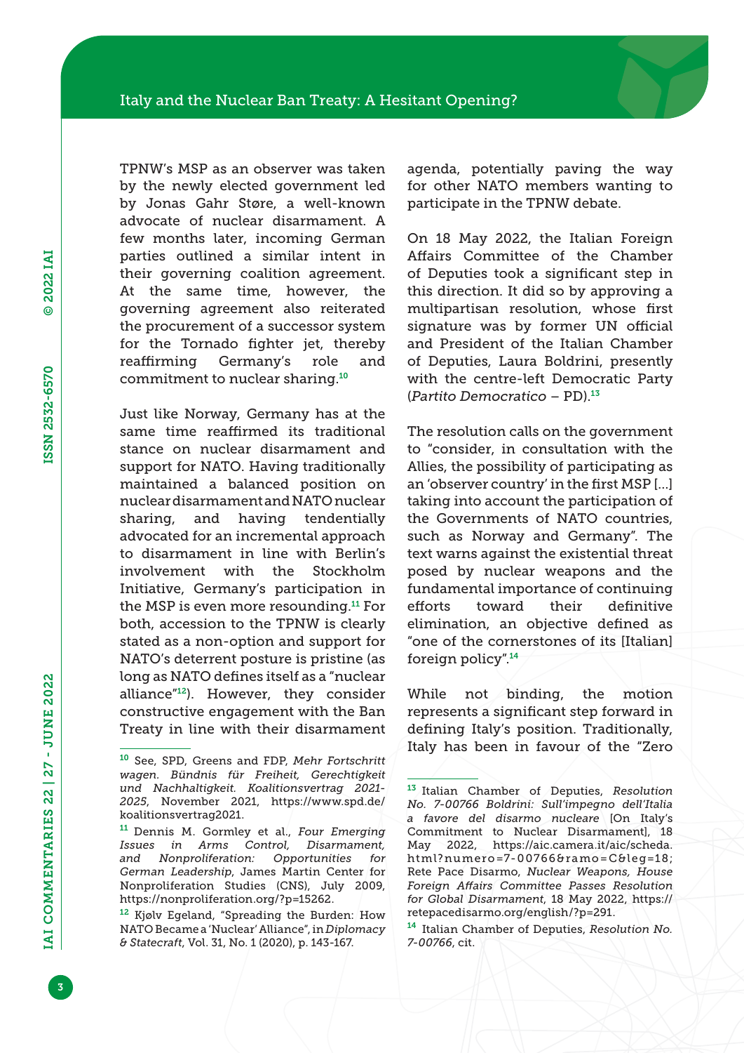TPNW's MSP as an observer was taken by the newly elected government led by Jonas Gahr Støre, a well-known advocate of nuclear disarmament. A few months later, incoming German parties outlined a similar intent in their governing coalition agreement. At the same time, however, the governing agreement also reiterated the procurement of a successor system for the Tornado fighter jet, thereby reaffirming Germany's role and commitment to nuclear sharing.[10]

Just like Norway, Germany has at the same time reaffirmed its traditional stance on nuclear disarmament and support for NATO. Having traditionally maintained a balanced position on nuclear disarmament and NATO nuclear sharing, and having tendentially advocated for an incremental approach to disarmament in line with Berlin's involvement with the Stockholm Initiative, Germany's participation in the MSP is even more resounding.[11] For both, accession to the TPNW is clearly stated as a non-option and support for NATO's deterrent posture is pristine (as long as NATO defines itself as a "nuclear alliance"[12]). However, they consider constructive engagement with the Ban Treaty in line with their disarmament agenda, potentially paving the way for other NATO members wanting to participate in the TPNW debate.

On 18 May 2022, the Italian Foreign Affairs Committee of the Chamber of Deputies took a significant step in this direction. It did so by approving a multipartisan resolution, whose first signature was by former UN official and President of the Italian Chamber of Deputies, Laura Boldrini, presently with the centre-left Democratic Party (*Partito Democratico* – PD).[13]

The resolution calls on the government to "consider, in consultation with the Allies, the possibility of participating as an 'observer country' in the first MSP […] taking into account the participation of the Governments of NATO countries, such as Norway and Germany". The text warns against the existential threat posed by nuclear weapons and the fundamental importance of continuing efforts toward their definitive elimination, an objective defined as "one of the cornerstones of its [Italian] foreign policy".[14]

While not binding, the motion represents a significant step forward in defining Italy's position. Traditionally, Italy has been in favour of the "Zero

---

[10] See, SPD, Greens and FDP, *Mehr Fortschritt wagen. Bündnis für Freiheit, Gerechtigkeit und Nachhaltigkeit. Koalitionsvertrag 2021-2025*, November 2021, https://www.spd.de/koalitionsvertrag2021.

[11] Dennis M. Gormley et al., *Four Emerging Issues in Arms Control, Disarmament, and Nonproliferation: Opportunities for German Leadership*, James Martin Center for Nonproliferation Studies (CNS), July 2009, https://nonproliferation.org/?p=15262.

[12] Kjølv Egeland, "Spreading the Burden: How NATO Became a 'Nuclear' Alliance", in *Diplomacy & Statecraft*, Vol. 31, No. 1 (2020), p. 143-167.

[13] Italian Chamber of Deputies, *Resolution No. 7-00766 Boldrini: Sull'impegno dell'Italia a favore del disarmo nucleare* [On Italy's Commitment to Nuclear Disarmament], 18 May 2022, https://aic.camera.it/aic/scheda.html?numero=7-00766&ramo=C&leg=18; Rete Pace Disarmo, *Nuclear Weapons, House Foreign Affairs Committee Passes Resolution for Global Disarmament*, 18 May 2022, https://retepacedisarmo.org/english/?p=291.

[14] Italian Chamber of Deputies, *Resolution No. 7-00766*, cit.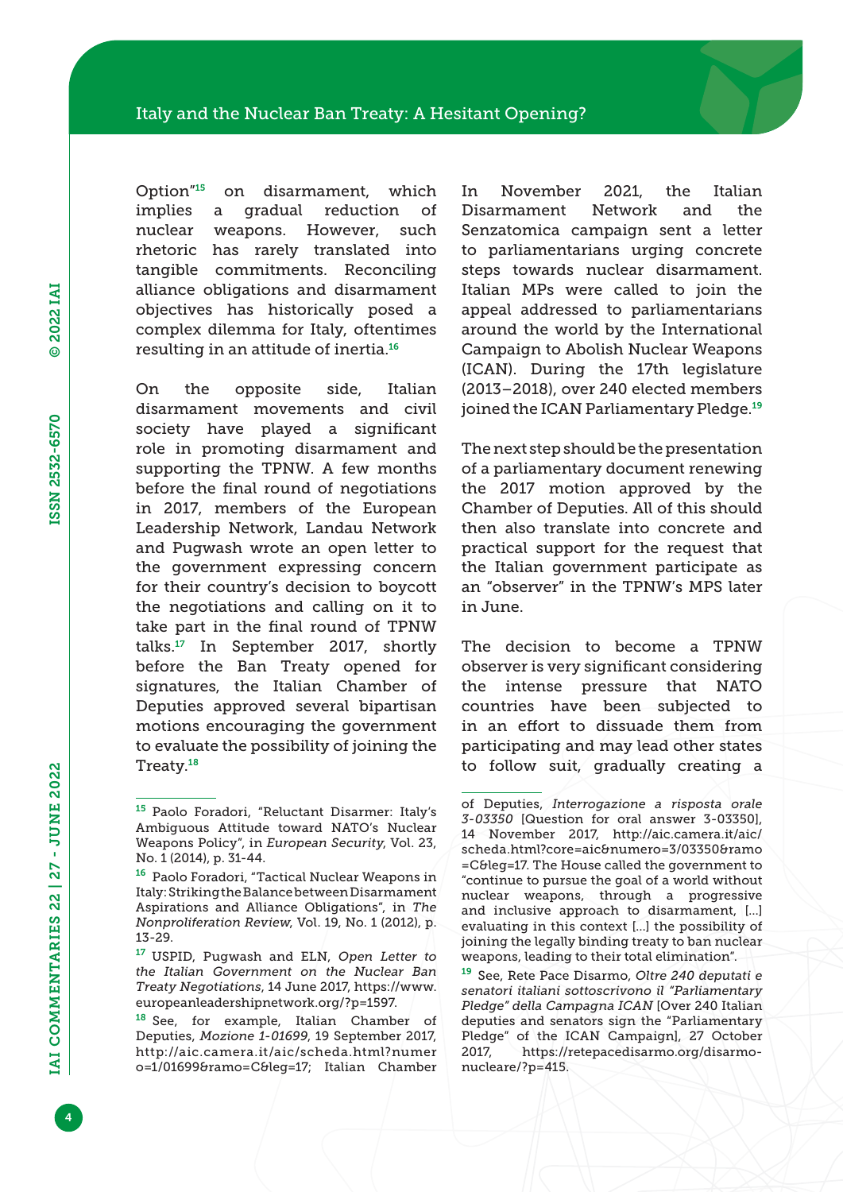Option"[15] on disarmament, which implies a gradual reduction of nuclear weapons. However, such rhetoric has rarely translated into tangible commitments. Reconciling alliance obligations and disarmament objectives has historically posed a complex dilemma for Italy, oftentimes resulting in an attitude of inertia.[16]

On the opposite side, Italian disarmament movements and civil society have played a significant role in promoting disarmament and supporting the TPNW. A few months before the final round of negotiations in 2017, members of the European Leadership Network, Landau Network and Pugwash wrote an open letter to the government expressing concern for their country's decision to boycott the negotiations and calling on it to take part in the final round of TPNW talks.[17] In September 2017, shortly before the Ban Treaty opened for signatures, the Italian Chamber of Deputies approved several bipartisan motions encouraging the government to evaluate the possibility of joining the Treaty.[18]

In November 2021, the Italian Disarmament Network and the Senzatomica campaign sent a letter to parliamentarians urging concrete steps towards nuclear disarmament. Italian MPs were called to join the appeal addressed to parliamentarians around the world by the International Campaign to Abolish Nuclear Weapons (ICAN). During the 17th legislature (2013–2018), over 240 elected members joined the ICAN Parliamentary Pledge.[19]

The next step should be the presentation of a parliamentary document renewing the 2017 motion approved by the Chamber of Deputies. All of this should then also translate into concrete and practical support for the request that the Italian government participate as an "observer" in the TPNW's MPS later in June.

The decision to become a TPNW observer is very significant considering the intense pressure that NATO countries have been subjected to in an effort to dissuade them from participating and may lead other states to follow suit, gradually creating a

---

[15] Paolo Foradori, "Reluctant Disarmer: Italy's Ambiguous Attitude toward NATO's Nuclear Weapons Policy", in *European Security*, Vol. 23, No. 1 (2014), p. 31-44.

[16] Paolo Foradori, "Tactical Nuclear Weapons in Italy: Striking the Balance between Disarmament Aspirations and Alliance Obligations", in *The Nonproliferation Review*, Vol. 19, No. 1 (2012), p. 13-29.

[17] USPID, Pugwash and ELN, *Open Letter to the Italian Government on the Nuclear Ban Treaty Negotiations*, 14 June 2017, https://www.europeanleadershipnetwork.org/?p=1597.

[18] See, for example, Italian Chamber of Deputies, *Mozione 1-01699*, 19 September 2017, http://aic.camera.it/aic/scheda.html?numero=1/01699&ramo=C&leg=17; Italian Chamber of Deputies, *Interrogazione a risposta orale 3-03350* [Question for oral answer 3-03350], 14 November 2017, http://aic.camera.it/aic/scheda.html?core=aic&numero=3/03350&ramo=C&leg=17. The House called the government to "continue to pursue the goal of a world without nuclear weapons, through a progressive and inclusive approach to disarmament, […] evaluating in this context […] the possibility of joining the legally binding treaty to ban nuclear weapons, leading to their total elimination".

[19] See, Rete Pace Disarmo, *Oltre 240 deputati e senatori italiani sottoscrivono il "Parliamentary Pledge" della Campagna ICAN* [Over 240 Italian deputies and senators sign the "Parliamentary Pledge" of the ICAN Campaign], 27 October 2017, https://retepacedisarmo.org/disarmo-nucleare/?p=415.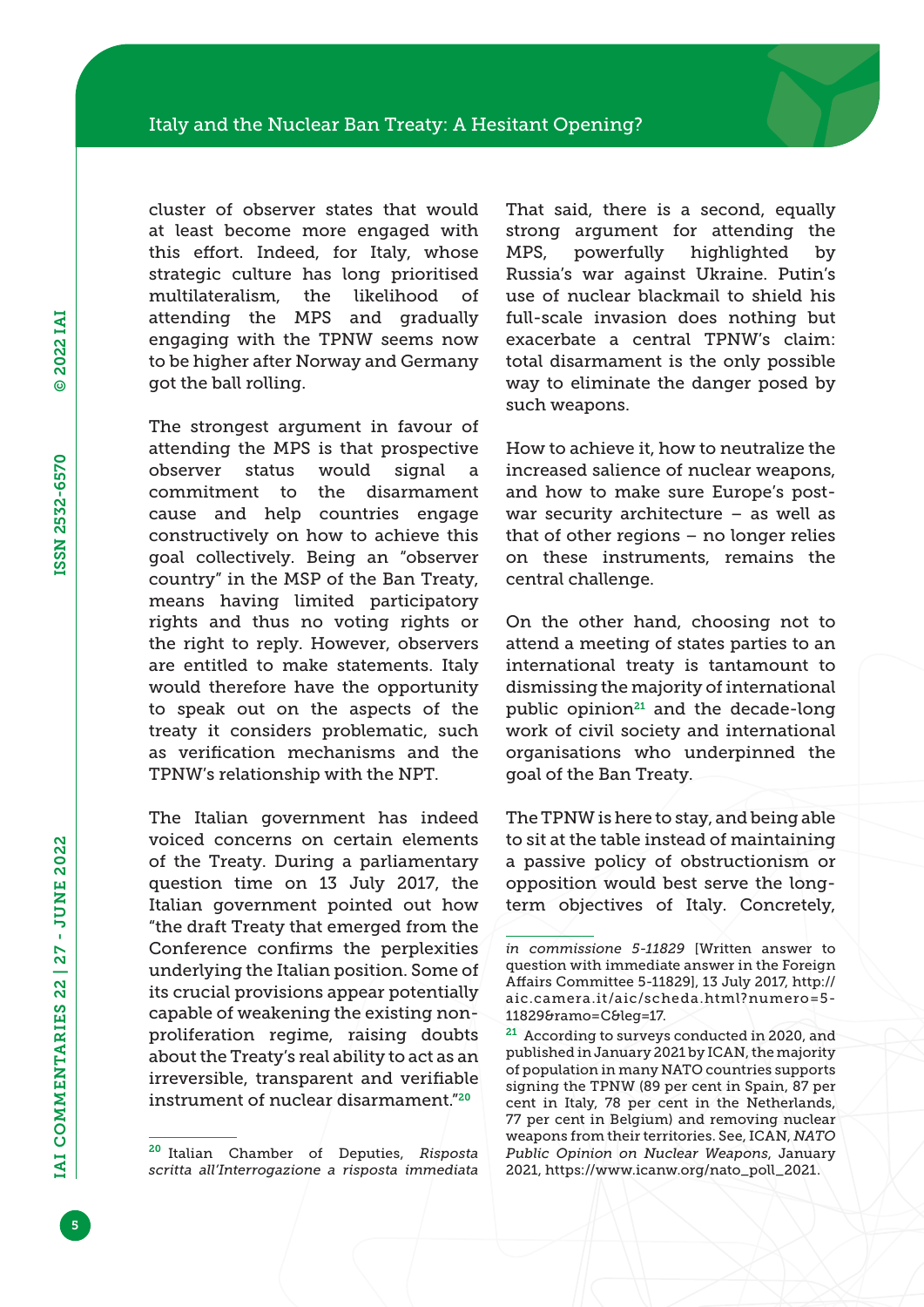cluster of observer states that would at least become more engaged with this effort. Indeed, for Italy, whose strategic culture has long prioritised multilateralism, the likelihood of attending the MPS and gradually engaging with the TPNW seems now to be higher after Norway and Germany got the ball rolling.

The strongest argument in favour of attending the MPS is that prospective observer status would signal a commitment to the disarmament cause and help countries engage constructively on how to achieve this goal collectively. Being an "observer country" in the MSP of the Ban Treaty, means having limited participatory rights and thus no voting rights or the right to reply. However, observers are entitled to make statements. Italy would therefore have the opportunity to speak out on the aspects of the treaty it considers problematic, such as verification mechanisms and the TPNW's relationship with the NPT.

The Italian government has indeed voiced concerns on certain elements of the Treaty. During a parliamentary question time on 13 July 2017, the Italian government pointed out how "the draft Treaty that emerged from the Conference confirms the perplexities underlying the Italian position. Some of its crucial provisions appear potentially capable of weakening the existing non-proliferation regime, raising doubts about the Treaty's real ability to act as an irreversible, transparent and verifiable instrument of nuclear disarmament."[20]

That said, there is a second, equally strong argument for attending the MPS, powerfully highlighted by Russia's war against Ukraine. Putin's use of nuclear blackmail to shield his full-scale invasion does nothing but exacerbate a central TPNW's claim: total disarmament is the only possible way to eliminate the danger posed by such weapons.

How to achieve it, how to neutralize the increased salience of nuclear weapons, and how to make sure Europe's post-war security architecture – as well as that of other regions – no longer relies on these instruments, remains the central challenge.

On the other hand, choosing not to attend a meeting of states parties to an international treaty is tantamount to dismissing the majority of international public opinion[21] and the decade-long work of civil society and international organisations who underpinned the goal of the Ban Treaty.

The TPNW is here to stay, and being able to sit at the table instead of maintaining a passive policy of obstructionism or opposition would best serve the long-term objectives of Italy. Concretely,

---

[20] Italian Chamber of Deputies, *Risposta scritta all'Interrogazione a risposta immediata in commissione 5-11829* [Written answer to question with immediate answer in the Foreign Affairs Committee 5-11829], 13 July 2017, http://aic.camera.it/aic/scheda.html?numero=5-11829&ramo=C&leg=17.

[21] According to surveys conducted in 2020, and published in January 2021 by ICAN, the majority of population in many NATO countries supports signing the TPNW (89 per cent in Spain, 87 per cent in Italy, 78 per cent in the Netherlands, 77 per cent in Belgium) and removing nuclear weapons from their territories. See, ICAN, *NATO Public Opinion on Nuclear Weapons*, January 2021, https://www.icanw.org/nato_poll_2021.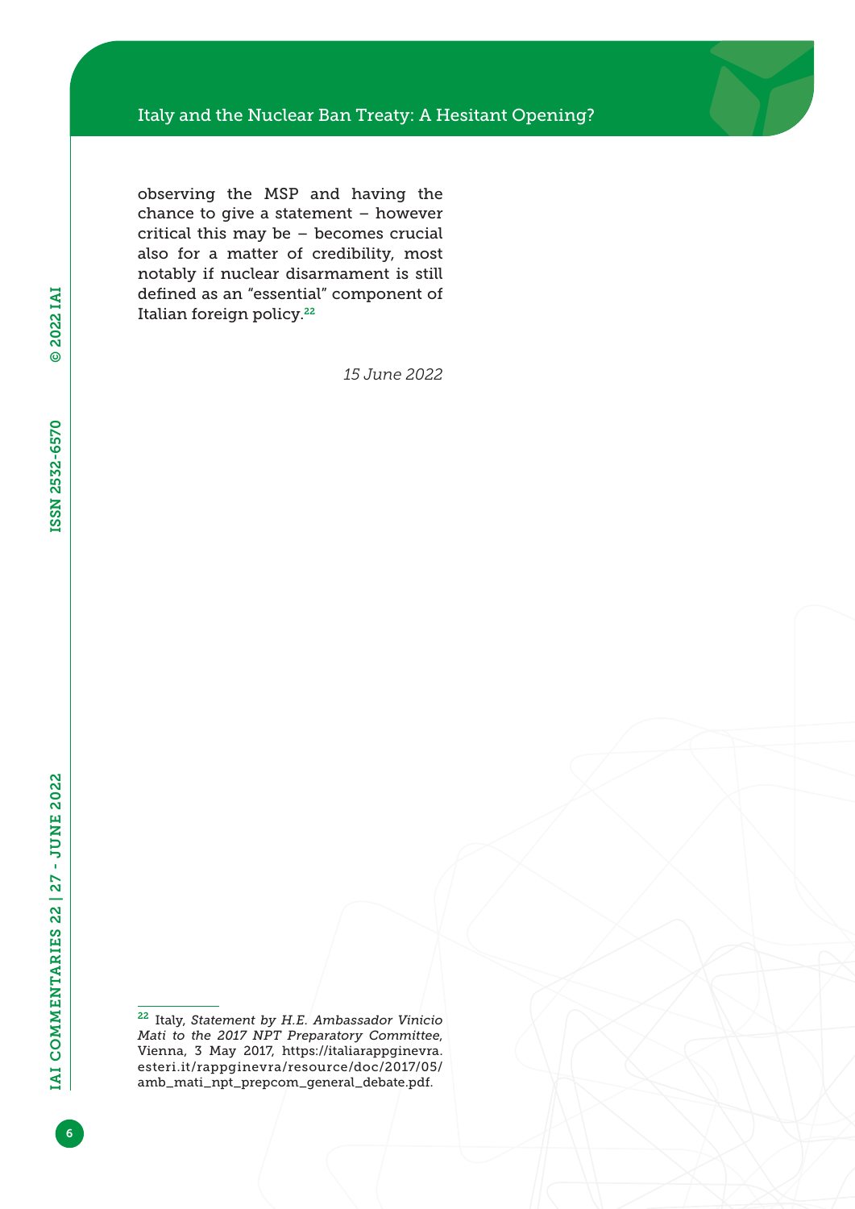observing the MSP and having the chance to give a statement – however critical this may be – becomes crucial also for a matter of credibility, most notably if nuclear disarmament is still defined as an "essential" component of Italian foreign policy.[22]

*15 June 2022*

---

[22] Italy, *Statement by H.E. Ambassador Vinicio Mati to the 2017 NPT Preparatory Committee*, Vienna, 3 May 2017, https://italiarappginevra.esteri.it/rappginevra/resource/doc/2017/05/amb_mati_npt_prepcom_general_debate.pdf.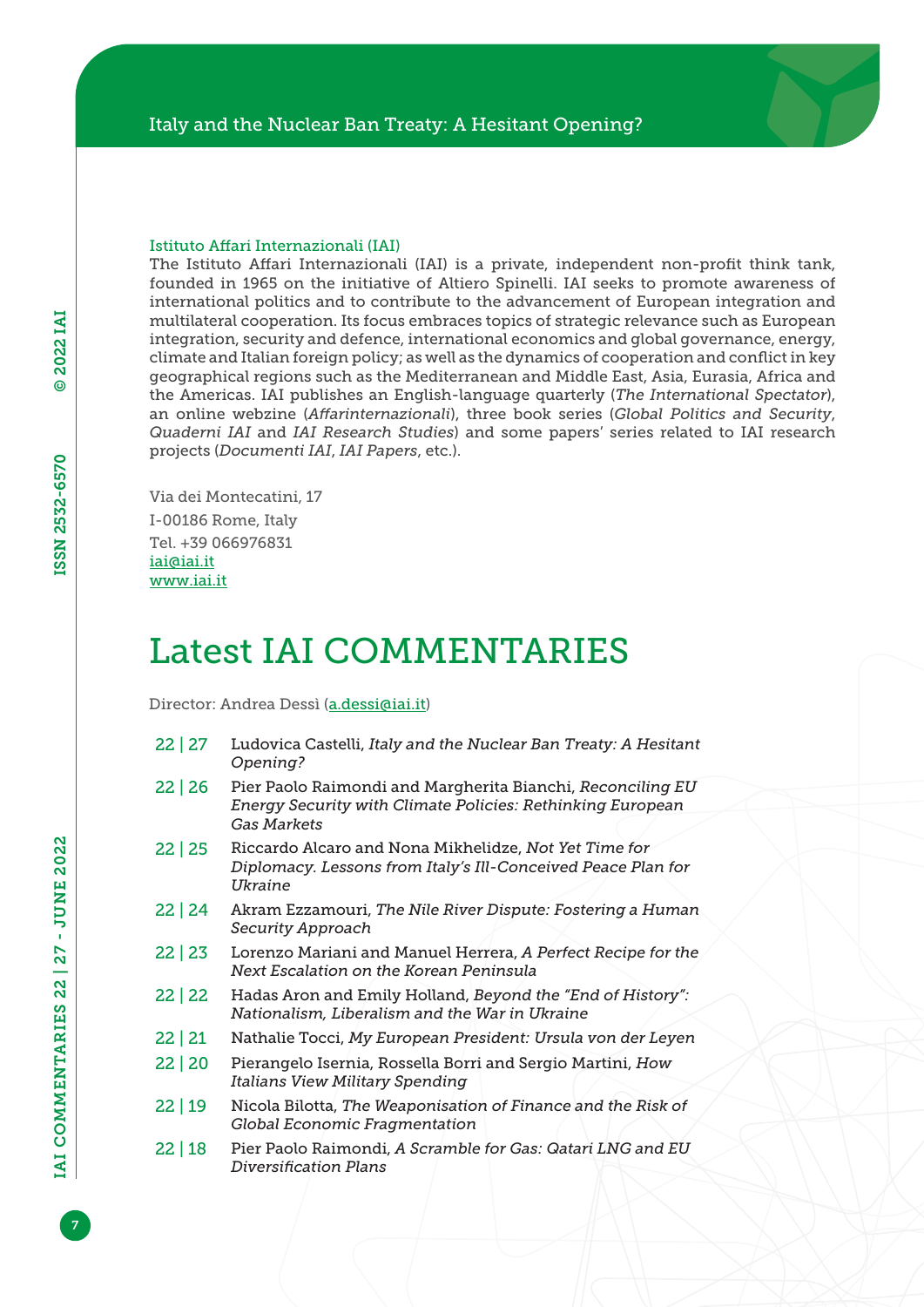Istituto Affari Internazionali (IAI)

The Istituto Affari Internazionali (IAI) is a private, independent non-profit think tank, founded in 1965 on the initiative of Altiero Spinelli. IAI seeks to promote awareness of international politics and to contribute to the advancement of European integration and multilateral cooperation. Its focus embraces topics of strategic relevance such as European integration, security and defence, international economics and global governance, energy, climate and Italian foreign policy; as well as the dynamics of cooperation and conflict in key geographical regions such as the Mediterranean and Middle East, Asia, Eurasia, Africa and the Americas. IAI publishes an English-language quarterly (*The International Spectator*), an online webzine (*Affarinternazionali*), three book series (*Global Politics and Security*, *Quaderni IAI* and *IAI Research Studies*) and some papers' series related to IAI research projects (*Documenti IAI*, *IAI Papers*, etc.).

Via dei Montecatini, 17
I-00186 Rome, Italy
Tel. +39 066976831
iai@iai.it
www.iai.it

# Latest IAI COMMENTARIES

Director: Andrea Dessì (a.dessi@iai.it)

| | |
|---|---|
| 22 \| 27 | Ludovica Castelli, *Italy and the Nuclear Ban Treaty: A Hesitant Opening?* |
| 22 \| 26 | Pier Paolo Raimondi and Margherita Bianchi, *Reconciling EU Energy Security with Climate Policies: Rethinking European Gas Markets* |
| 22 \| 25 | Riccardo Alcaro and Nona Mikhelidze, *Not Yet Time for Diplomacy. Lessons from Italy's Ill-Conceived Peace Plan for Ukraine* |
| 22 \| 24 | Akram Ezzamouri, *The Nile River Dispute: Fostering a Human Security Approach* |
| 22 \| 23 | Lorenzo Mariani and Manuel Herrera, *A Perfect Recipe for the Next Escalation on the Korean Peninsula* |
| 22 \| 22 | Hadas Aron and Emily Holland, *Beyond the "End of History": Nationalism, Liberalism and the War in Ukraine* |
| 22 \| 21 | Nathalie Tocci, *My European President: Ursula von der Leyen* |
| 22 \| 20 | Pierangelo Isernia, Rossella Borri and Sergio Martini, *How Italians View Military Spending* |
| 22 \| 19 | Nicola Bilotta, *The Weaponisation of Finance and the Risk of Global Economic Fragmentation* |
| 22 \| 18 | Pier Paolo Raimondi, *A Scramble for Gas: Qatari LNG and EU Diversification Plans* |